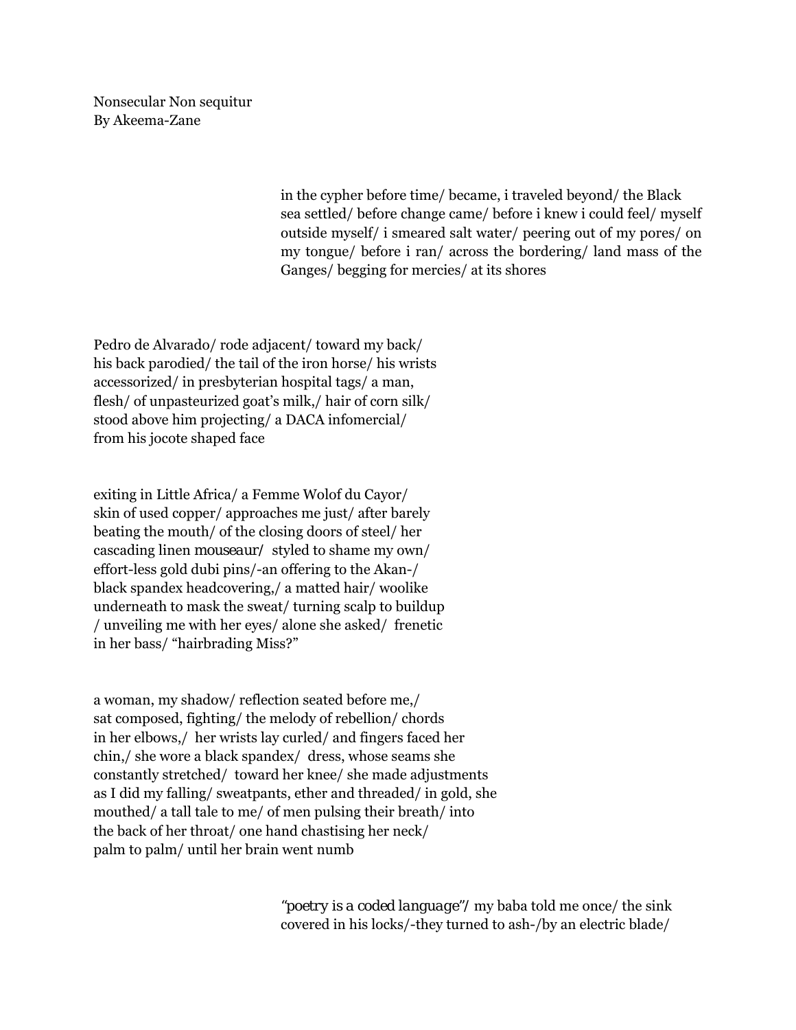Nonsecular Non sequitur
By Akeema-Zane

in the cypher before time/ became, i traveled beyond/ the Black sea settled/ before change came/ before i knew i could feel/ myself outside myself/ i smeared salt water/ peering out of my pores/ on my tongue/ before i ran/ across the bordering/ land mass of the Ganges/ begging for mercies/ at its shores

Pedro de Alvarado/ rode adjacent/ toward my back/
his back parodied/ the tail of the iron horse/ his wrists
accessorized/ in presbyterian hospital tags/ a man,
flesh/ of unpasteurized goat's milk,/ hair of corn silk/
stood above him projecting/ a DACA infomercial/
from his jocote shaped face

exiting in Little Africa/ a Femme Wolof du Cayor/
skin of used copper/ approaches me just/ after barely
beating the mouth/ of the closing doors of steel/ her
cascading linen mouseaur/ styled to shame my own/
effort-less gold dubi pins/-an offering to the Akan-/
black spandex headcovering,/ a matted hair/ woolike
underneath to mask the sweat/ turning scalp to buildup
/ unveiling me with her eyes/ alone she asked/ frenetic
in her bass/ "hairbrading Miss?"

a woman, my shadow/ reflection seated before me,/
sat composed, fighting/ the melody of rebellion/ chords
in her elbows,/ her wrists lay curled/ and fingers faced her
chin,/ she wore a black spandex/ dress, whose seams she
constantly stretched/ toward her knee/ she made adjustments
as I did my falling/ sweatpants, ether and threaded/ in gold, she
mouthed/ a tall tale to me/ of men pulsing their breath/ into
the back of her throat/ one hand chastising her neck/
palm to palm/ until her brain went numb

"poetry is a coded language"/ my baba told me once/ the sink
covered in his locks/-they turned to ash-/by an electric blade/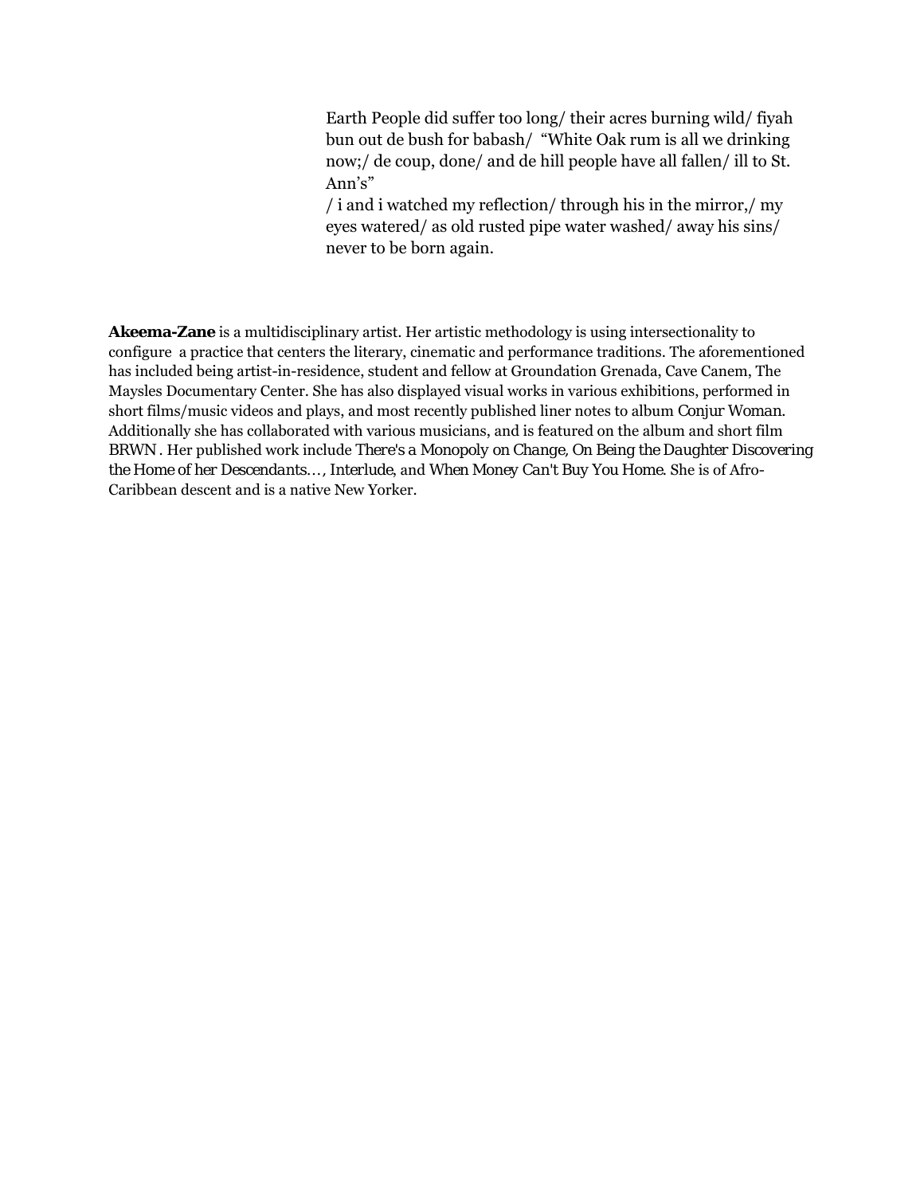Earth People did suffer too long/ their acres burning wild/ fiyah bun out de bush for babash/ "White Oak rum is all we drinking now;/ de coup, done/ and de hill people have all fallen/ ill to St. Ann's"
/ i and i watched my reflection/ through his in the mirror,/ my eyes watered/ as old rusted pipe water washed/ away his sins/ never to be born again.

**Akeema-Zane** is a multidisciplinary artist. Her artistic methodology is using intersectionality to configure a practice that centers the literary, cinematic and performance traditions. The aforementioned has included being artist-in-residence, student and fellow at Groundation Grenada, Cave Canem, The Maysles Documentary Center. She has also displayed visual works in various exhibitions, performed in short films/music videos and plays, and most recently published liner notes to album *Conjur Woman*. Additionally she has collaborated with various musicians, and is featured on the album and short film BRWN. Her published work include *There's a Monopoly on Change, On Being the Daughter Discovering the Home of her Descendants…, Interlude*, and *When Money Can't Buy You Home*. She is of Afro-Caribbean descent and is a native New Yorker.